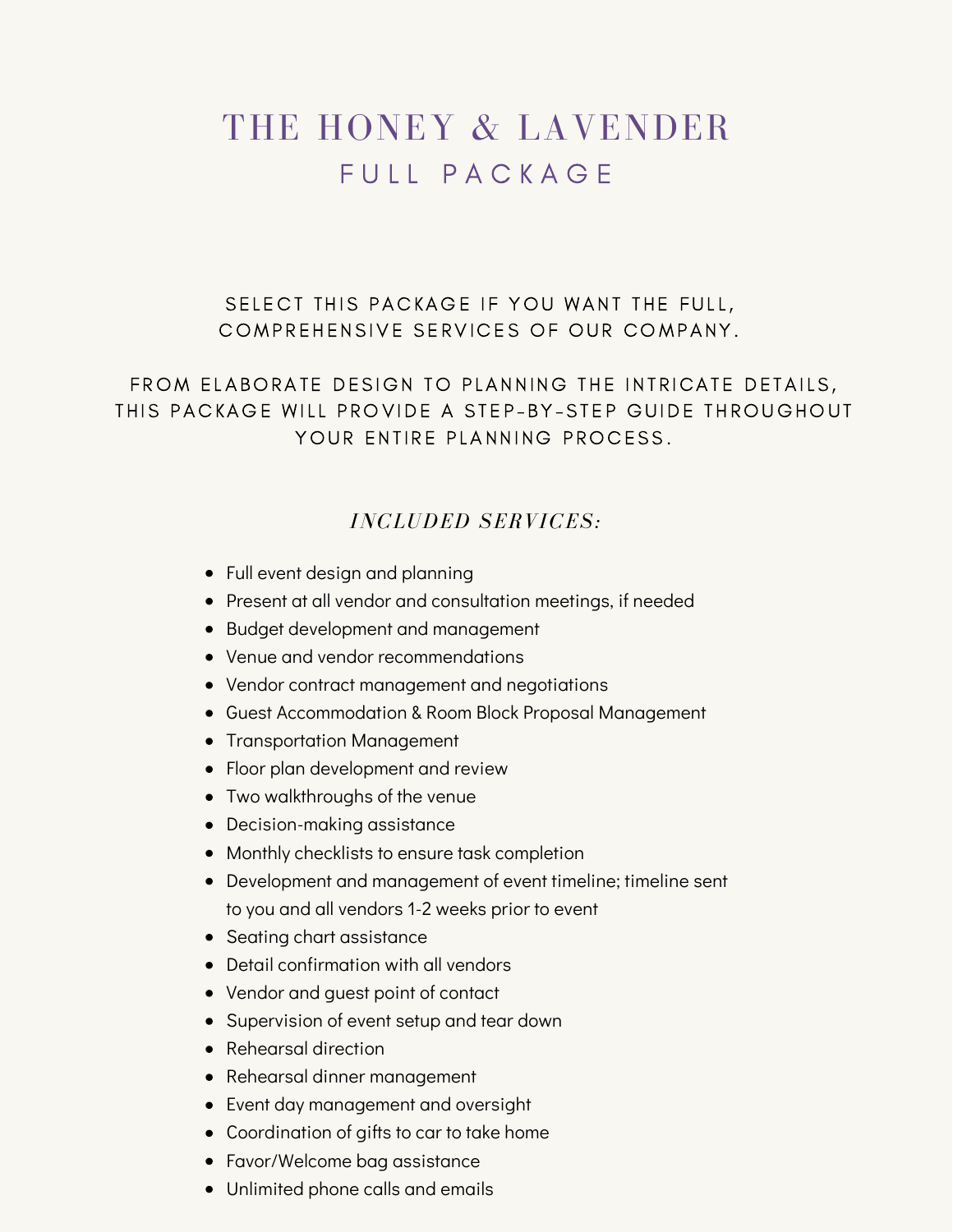# THE HONEY & LAVENDER

## FULL PACKAGE

SELECT THIS PACKAGE IF YOU WANT THE FULL, COMPREHENSIVE SERVICES OF OUR COMPANY.

FROM ELABORATE DESIGN TO PLANNING THE INTRICATE DETAILS, THIS PACKAGE WILL PROVIDE A STEP-BY-STEP GUIDE THROUGHOUT YOUR ENTIRE PLANNING PROCESS.

### *INCLUDED SERVICES:*

- Full event design and planning
- Present at all vendor and consultation meetings, if needed
- Budget development and management
- Venue and vendor recommendations
- Vendor contract management and negotiations
- Guest Accommodation & Room Block Proposal Management
- Transportation Management
- Floor plan development and review
- Two walkthroughs of the venue
- Decision-making assistance
- Monthly checklists to ensure task completion
- Development and management of event timeline; timeline sent to you and all vendors 1-2 weeks prior to event
- Seating chart assistance
- Detail confirmation with all vendors
- Vendor and guest point of contact
- Supervision of event setup and tear down
- Rehearsal direction
- Rehearsal dinner management
- Event day management and oversight
- Coordination of gifts to car to take home
- Favor/Welcome bag assistance
- Unlimited phone calls and emails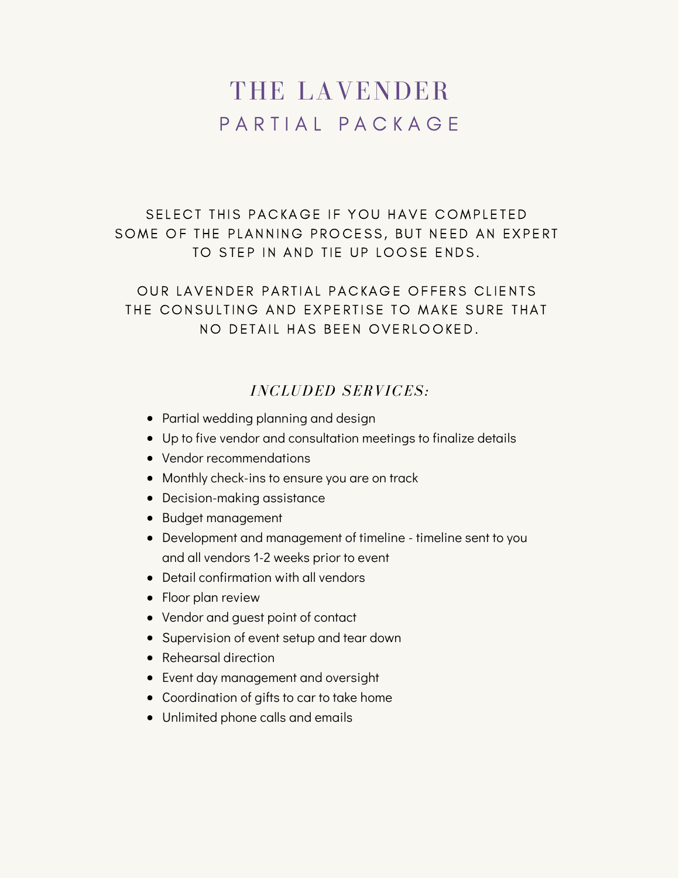# THE LAVENDER
## PARTIAL PACKAGE

SELECT THIS PACKAGE IF YOU HAVE COMPLETED SOME OF THE PLANNING PROCESS, BUT NEED AN EXPERT TO STEP IN AND TIE UP LOOSE ENDS.

OUR LAVENDER PARTIAL PACKAGE OFFERS CLIENTS THE CONSULTING AND EXPERTISE TO MAKE SURE THAT NO DETAIL HAS BEEN OVERLOOKED.

### *INCLUDED SERVICES:*

- Partial wedding planning and design
- Up to five vendor and consultation meetings to finalize details
- Vendor recommendations
- Monthly check-ins to ensure you are on track
- Decision-making assistance
- Budget management
- Development and management of timeline - timeline sent to you and all vendors 1-2 weeks prior to event
- Detail confirmation with all vendors
- Floor plan review
- Vendor and guest point of contact
- Supervision of event setup and tear down
- Rehearsal direction
- Event day management and oversight
- Coordination of gifts to car to take home
- Unlimited phone calls and emails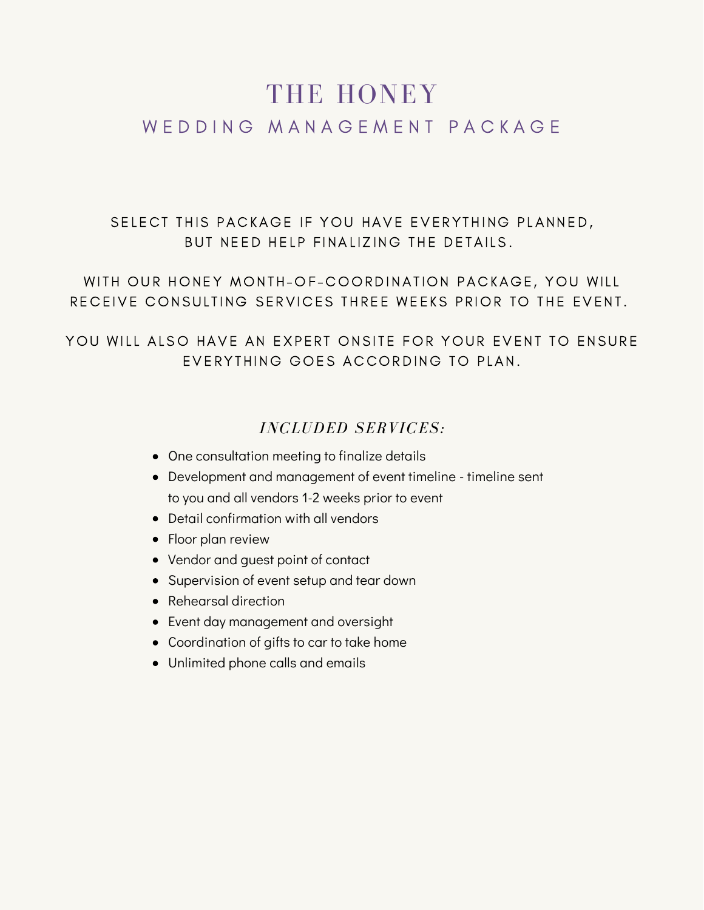# THE HONEY

## WEDDING MANAGEMENT PACKAGE

SELECT THIS PACKAGE IF YOU HAVE EVERYTHING PLANNED, BUT NEED HELP FINALIZING THE DETAILS.

WITH OUR HONEY MONTH-OF-COORDINATION PACKAGE, YOU WILL RECEIVE CONSULTING SERVICES THREE WEEKS PRIOR TO THE EVENT.

YOU WILL ALSO HAVE AN EXPERT ONSITE FOR YOUR EVENT TO ENSURE EVERYTHING GOES ACCORDING TO PLAN.

### *INCLUDED SERVICES:*

- One consultation meeting to finalize details
- Development and management of event timeline - timeline sent to you and all vendors 1-2 weeks prior to event
- Detail confirmation with all vendors
- Floor plan review
- Vendor and guest point of contact
- Supervision of event setup and tear down
- Rehearsal direction
- Event day management and oversight
- Coordination of gifts to car to take home
- Unlimited phone calls and emails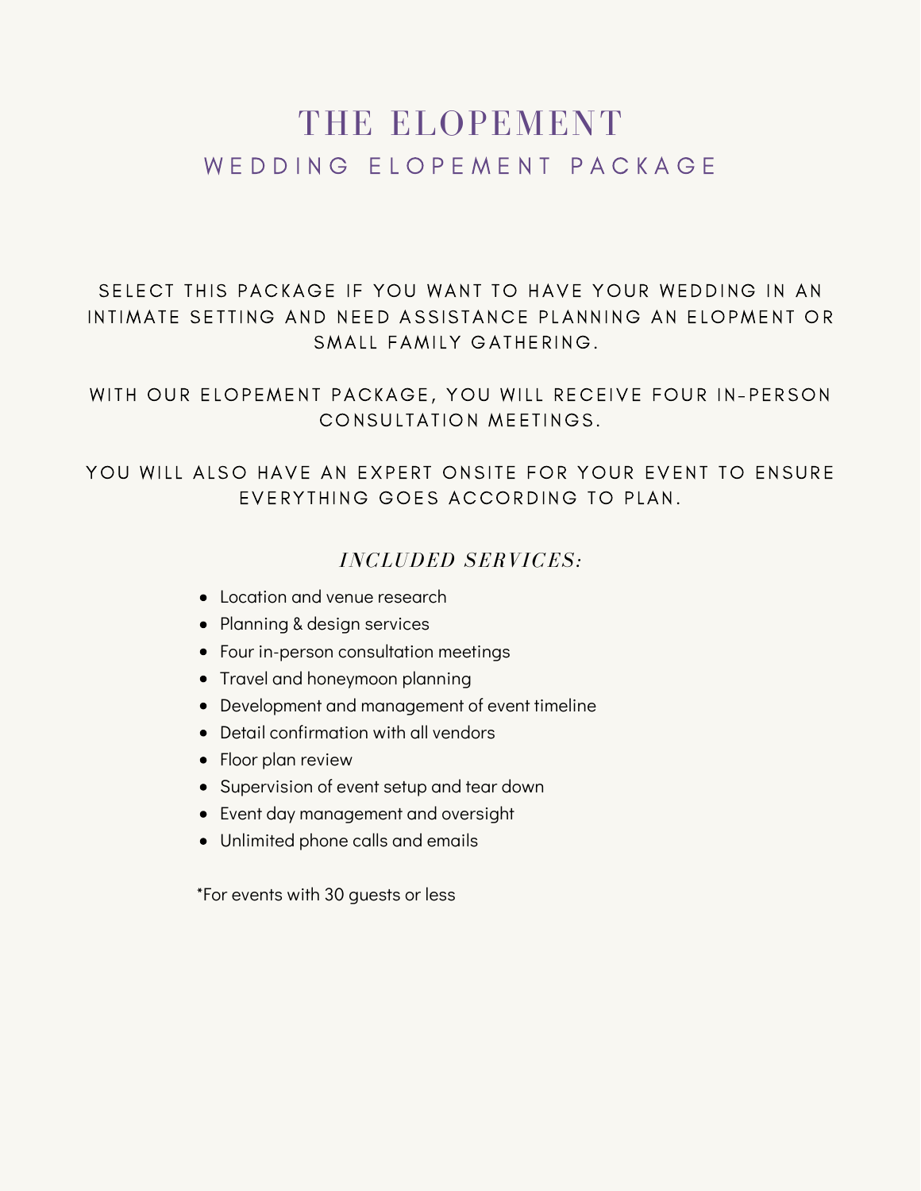# THE ELOPEMENT

## WEDDING ELOPEMENT PACKAGE

SELECT THIS PACKAGE IF YOU WANT TO HAVE YOUR WEDDING IN AN INTIMATE SETTING AND NEED ASSISTANCE PLANNING AN ELOPMENT OR SMALL FAMILY GATHERING.

WITH OUR ELOPEMENT PACKAGE, YOU WILL RECEIVE FOUR IN-PERSON CONSULTATION MEETINGS.

YOU WILL ALSO HAVE AN EXPERT ONSITE FOR YOUR EVENT TO ENSURE EVERYTHING GOES ACCORDING TO PLAN.

### *INCLUDED SERVICES:*

- Location and venue research
- Planning & design services
- Four in-person consultation meetings
- Travel and honeymoon planning
- Development and management of event timeline
- Detail confirmation with all vendors
- Floor plan review
- Supervision of event setup and tear down
- Event day management and oversight
- Unlimited phone calls and emails

*For events with 30 guests or less